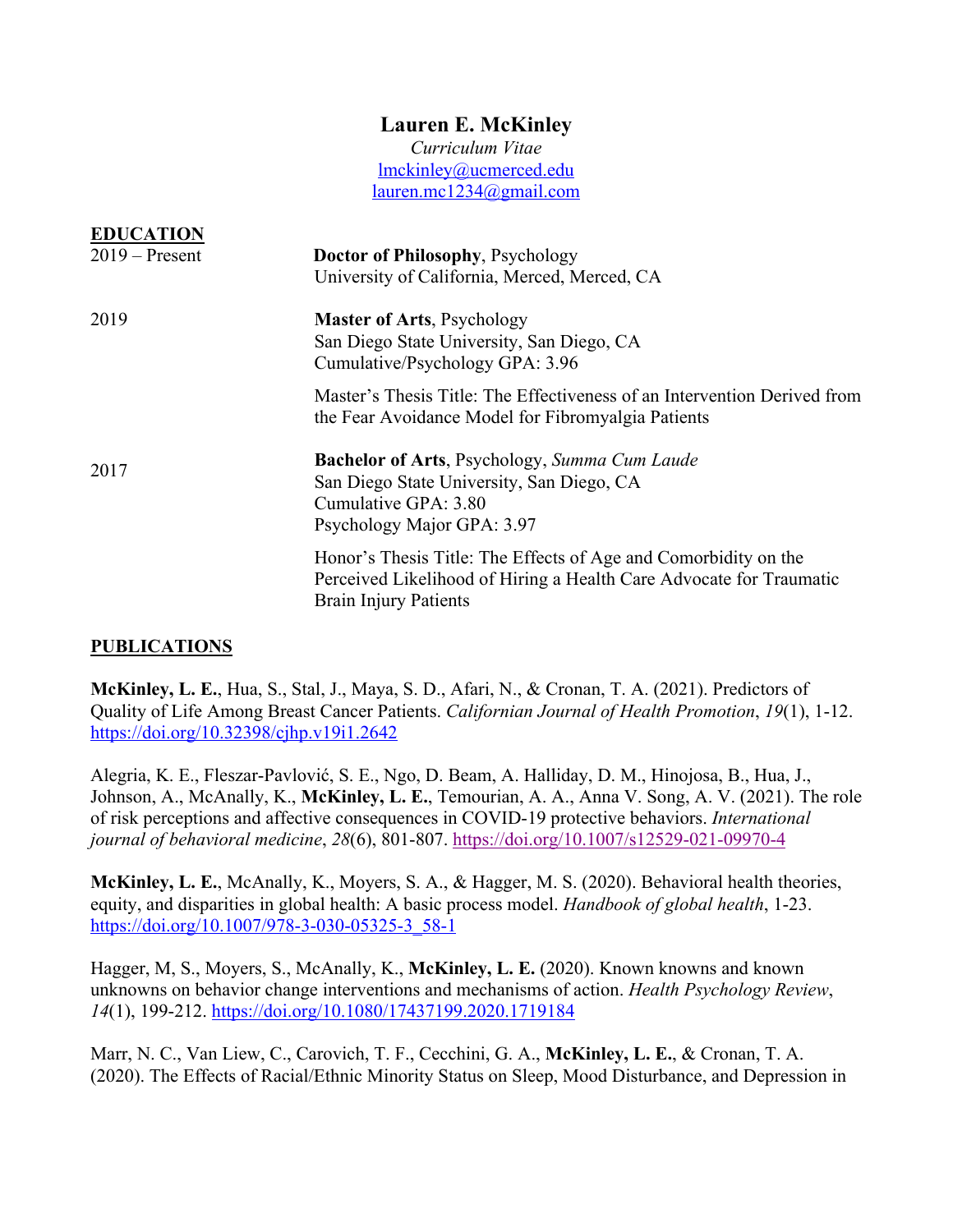# Lauren E. McKinley

*Curriculum Vitae*

lmckinley@ucmerced.edu

lauren.mc1234@gmail.com

## EDUCATION

| | |
|---|---|
| 2019 – Present | **Doctor of Philosophy**, Psychology<br>University of California, Merced, Merced, CA |
| 2019 | **Master of Arts**, Psychology<br>San Diego State University, San Diego, CA<br>Cumulative/Psychology GPA: 3.96<br><br>Master's Thesis Title: The Effectiveness of an Intervention Derived from the Fear Avoidance Model for Fibromyalgia Patients |
| 2017 | **Bachelor of Arts**, Psychology, *Summa Cum Laude*<br>San Diego State University, San Diego, CA<br>Cumulative GPA: 3.80<br>Psychology Major GPA: 3.97<br><br>Honor's Thesis Title: The Effects of Age and Comorbidity on the Perceived Likelihood of Hiring a Health Care Advocate for Traumatic Brain Injury Patients |

## PUBLICATIONS

**McKinley, L. E.**, Hua, S., Stal, J., Maya, S. D., Afari, N., & Cronan, T. A. (2021). Predictors of Quality of Life Among Breast Cancer Patients. *Californian Journal of Health Promotion*, *19*(1), 1-12. https://doi.org/10.32398/cjhp.v19i1.2642

Alegria, K. E., Fleszar-Pavlović, S. E., Ngo, D. Beam, A. Halliday, D. M., Hinojosa, B., Hua, J., Johnson, A., McAnally, K., **McKinley, L. E.**, Temourian, A. A., Anna V. Song, A. V. (2021). The role of risk perceptions and affective consequences in COVID-19 protective behaviors. *International journal of behavioral medicine*, *28*(6), 801-807. https://doi.org/10.1007/s12529-021-09970-4

**McKinley, L. E.**, McAnally, K., Moyers, S. A., & Hagger, M. S. (2020). Behavioral health theories, equity, and disparities in global health: A basic process model. *Handbook of global health*, 1-23. https://doi.org/10.1007/978-3-030-05325-3_58-1

Hagger, M, S., Moyers, S., McAnally, K., **McKinley, L. E.** (2020). Known knowns and known unknowns on behavior change interventions and mechanisms of action. *Health Psychology Review*, *14*(1), 199-212. https://doi.org/10.1080/17437199.2020.1719184

Marr, N. C., Van Liew, C., Carovich, T. F., Cecchini, G. A., **McKinley, L. E.**, & Cronan, T. A. (2020). The Effects of Racial/Ethnic Minority Status on Sleep, Mood Disturbance, and Depression in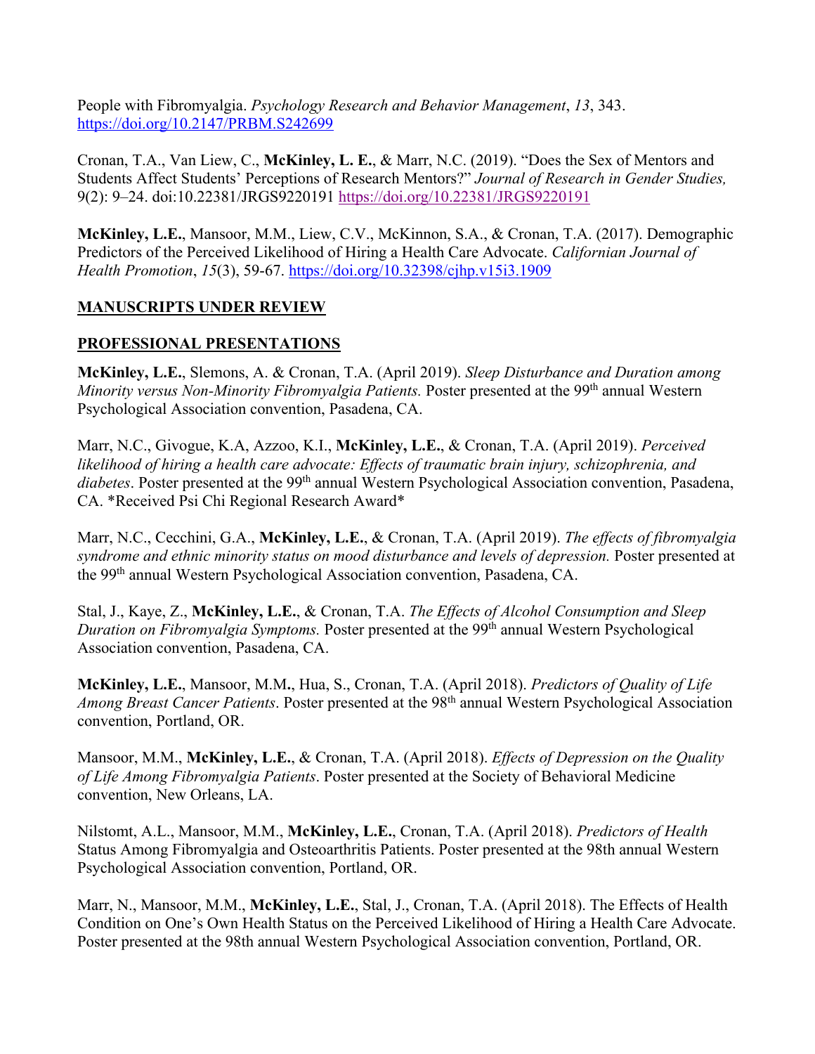People with Fibromyalgia. *Psychology Research and Behavior Management*, *13*, 343. https://doi.org/10.2147/PRBM.S242699

Cronan, T.A., Van Liew, C., **McKinley, L. E.**, & Marr, N.C. (2019). "Does the Sex of Mentors and Students Affect Students' Perceptions of Research Mentors?" *Journal of Research in Gender Studies,* 9(2): 9–24. doi:10.22381/JRGS9220191 https://doi.org/10.22381/JRGS9220191

**McKinley, L.E.**, Mansoor, M.M., Liew, C.V., McKinnon, S.A., & Cronan, T.A. (2017). Demographic Predictors of the Perceived Likelihood of Hiring a Health Care Advocate. *Californian Journal of Health Promotion*, *15*(3), 59-67. https://doi.org/10.32398/cjhp.v15i3.1909

## MANUSCRIPTS UNDER REVIEW

## PROFESSIONAL PRESENTATIONS

**McKinley, L.E.**, Slemons, A. & Cronan, T.A. (April 2019). *Sleep Disturbance and Duration among Minority versus Non-Minority Fibromyalgia Patients.* Poster presented at the 99th annual Western Psychological Association convention, Pasadena, CA.

Marr, N.C., Givogue, K.A, Azzoo, K.I., **McKinley, L.E.**, & Cronan, T.A. (April 2019). *Perceived likelihood of hiring a health care advocate: Effects of traumatic brain injury, schizophrenia, and diabetes*. Poster presented at the 99th annual Western Psychological Association convention, Pasadena, CA. *Received Psi Chi Regional Research Award*

Marr, N.C., Cecchini, G.A., **McKinley, L.E.**, & Cronan, T.A. (April 2019). *The effects of fibromyalgia syndrome and ethnic minority status on mood disturbance and levels of depression.* Poster presented at the 99th annual Western Psychological Association convention, Pasadena, CA.

Stal, J., Kaye, Z., **McKinley, L.E.**, & Cronan, T.A. *The Effects of Alcohol Consumption and Sleep Duration on Fibromyalgia Symptoms.* Poster presented at the 99th annual Western Psychological Association convention, Pasadena, CA.

**McKinley, L.E.**, Mansoor, M.M., Hua, S., Cronan, T.A. (April 2018). *Predictors of Quality of Life Among Breast Cancer Patients*. Poster presented at the 98th annual Western Psychological Association convention, Portland, OR.

Mansoor, M.M., **McKinley, L.E.**, & Cronan, T.A. (April 2018). *Effects of Depression on the Quality of Life Among Fibromyalgia Patients*. Poster presented at the Society of Behavioral Medicine convention, New Orleans, LA.

Nilstomt, A.L., Mansoor, M.M., **McKinley, L.E.**, Cronan, T.A. (April 2018). *Predictors of Health* Status Among Fibromyalgia and Osteoarthritis Patients. Poster presented at the 98th annual Western Psychological Association convention, Portland, OR.

Marr, N., Mansoor, M.M., **McKinley, L.E.**, Stal, J., Cronan, T.A. (April 2018). The Effects of Health Condition on One's Own Health Status on the Perceived Likelihood of Hiring a Health Care Advocate. Poster presented at the 98th annual Western Psychological Association convention, Portland, OR.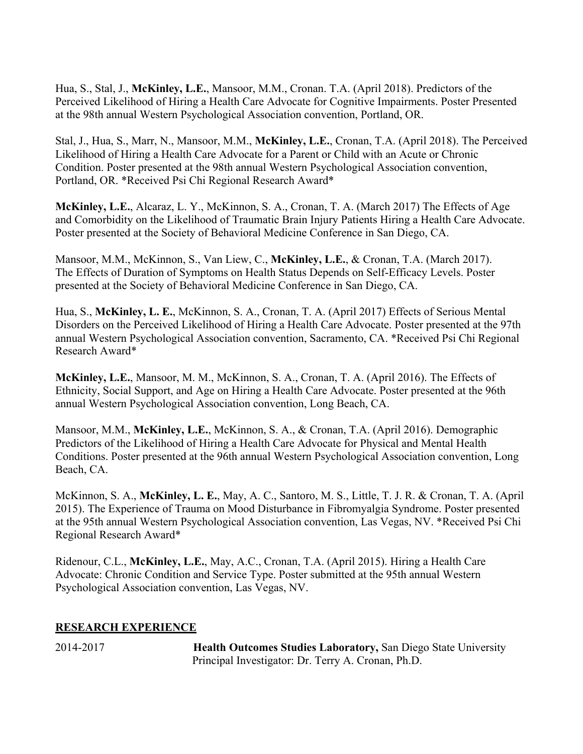Hua, S., Stal, J., **McKinley, L.E.**, Mansoor, M.M., Cronan. T.A. (April 2018). Predictors of the Perceived Likelihood of Hiring a Health Care Advocate for Cognitive Impairments. Poster Presented at the 98th annual Western Psychological Association convention, Portland, OR.

Stal, J., Hua, S., Marr, N., Mansoor, M.M., **McKinley, L.E.**, Cronan, T.A. (April 2018). The Perceived Likelihood of Hiring a Health Care Advocate for a Parent or Child with an Acute or Chronic Condition. Poster presented at the 98th annual Western Psychological Association convention, Portland, OR. *Received Psi Chi Regional Research Award*

**McKinley, L.E.**, Alcaraz, L. Y., McKinnon, S. A., Cronan, T. A. (March 2017) The Effects of Age and Comorbidity on the Likelihood of Traumatic Brain Injury Patients Hiring a Health Care Advocate. Poster presented at the Society of Behavioral Medicine Conference in San Diego, CA.

Mansoor, M.M., McKinnon, S., Van Liew, C., **McKinley, L.E.**, & Cronan, T.A. (March 2017). The Effects of Duration of Symptoms on Health Status Depends on Self-Efficacy Levels. Poster presented at the Society of Behavioral Medicine Conference in San Diego, CA.

Hua, S., **McKinley, L. E.**, McKinnon, S. A., Cronan, T. A. (April 2017) Effects of Serious Mental Disorders on the Perceived Likelihood of Hiring a Health Care Advocate. Poster presented at the 97th annual Western Psychological Association convention, Sacramento, CA. *Received Psi Chi Regional Research Award*

**McKinley, L.E.**, Mansoor, M. M., McKinnon, S. A., Cronan, T. A. (April 2016). The Effects of Ethnicity, Social Support, and Age on Hiring a Health Care Advocate. Poster presented at the 96th annual Western Psychological Association convention, Long Beach, CA.

Mansoor, M.M., **McKinley, L.E.**, McKinnon, S. A., & Cronan, T.A. (April 2016). Demographic Predictors of the Likelihood of Hiring a Health Care Advocate for Physical and Mental Health Conditions. Poster presented at the 96th annual Western Psychological Association convention, Long Beach, CA.

McKinnon, S. A., **McKinley, L. E.**, May, A. C., Santoro, M. S., Little, T. J. R. & Cronan, T. A. (April 2015). The Experience of Trauma on Mood Disturbance in Fibromyalgia Syndrome. Poster presented at the 95th annual Western Psychological Association convention, Las Vegas, NV. *Received Psi Chi Regional Research Award*

Ridenour, C.L., **McKinley, L.E.**, May, A.C., Cronan, T.A. (April 2015). Hiring a Health Care Advocate: Chronic Condition and Service Type. Poster submitted at the 95th annual Western Psychological Association convention, Las Vegas, NV.

## RESEARCH EXPERIENCE

2014-2017 **Health Outcomes Studies Laboratory,** San Diego State University
Principal Investigator: Dr. Terry A. Cronan, Ph.D.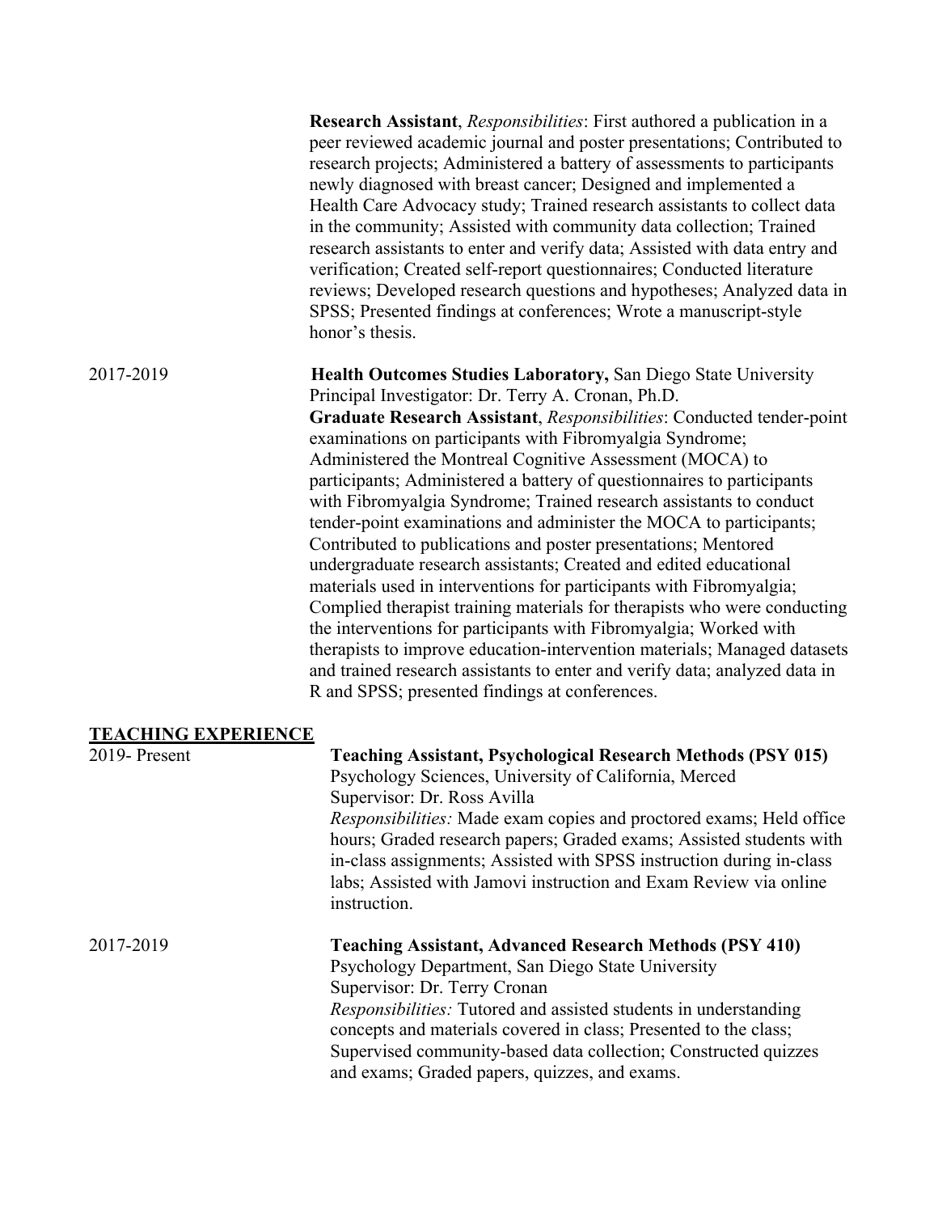**Research Assistant**, *Responsibilities*: First authored a publication in a peer reviewed academic journal and poster presentations; Contributed to research projects; Administered a battery of assessments to participants newly diagnosed with breast cancer; Designed and implemented a Health Care Advocacy study; Trained research assistants to collect data in the community; Assisted with community data collection; Trained research assistants to enter and verify data; Assisted with data entry and verification; Created self-report questionnaires; Conducted literature reviews; Developed research questions and hypotheses; Analyzed data in SPSS; Presented findings at conferences; Wrote a manuscript-style honor's thesis.

2017-2019 **Health Outcomes Studies Laboratory,** San Diego State University
Principal Investigator: Dr. Terry A. Cronan, Ph.D.
**Graduate Research Assistant**, *Responsibilities*: Conducted tender-point examinations on participants with Fibromyalgia Syndrome; Administered the Montreal Cognitive Assessment (MOCA) to participants; Administered a battery of questionnaires to participants with Fibromyalgia Syndrome; Trained research assistants to conduct tender-point examinations and administer the MOCA to participants; Contributed to publications and poster presentations; Mentored undergraduate research assistants; Created and edited educational materials used in interventions for participants with Fibromyalgia; Complied therapist training materials for therapists who were conducting the interventions for participants with Fibromyalgia; Worked with therapists to improve education-intervention materials; Managed datasets and trained research assistants to enter and verify data; analyzed data in R and SPSS; presented findings at conferences.

## TEACHING EXPERIENCE

2019- Present **Teaching Assistant, Psychological Research Methods (PSY 015)**
Psychology Sciences, University of California, Merced
Supervisor: Dr. Ross Avilla
*Responsibilities:* Made exam copies and proctored exams; Held office hours; Graded research papers; Graded exams; Assisted students with in-class assignments; Assisted with SPSS instruction during in-class labs; Assisted with Jamovi instruction and Exam Review via online instruction.

2017-2019 **Teaching Assistant, Advanced Research Methods (PSY 410)**
Psychology Department, San Diego State University
Supervisor: Dr. Terry Cronan
*Responsibilities:* Tutored and assisted students in understanding concepts and materials covered in class; Presented to the class; Supervised community-based data collection; Constructed quizzes and exams; Graded papers, quizzes, and exams.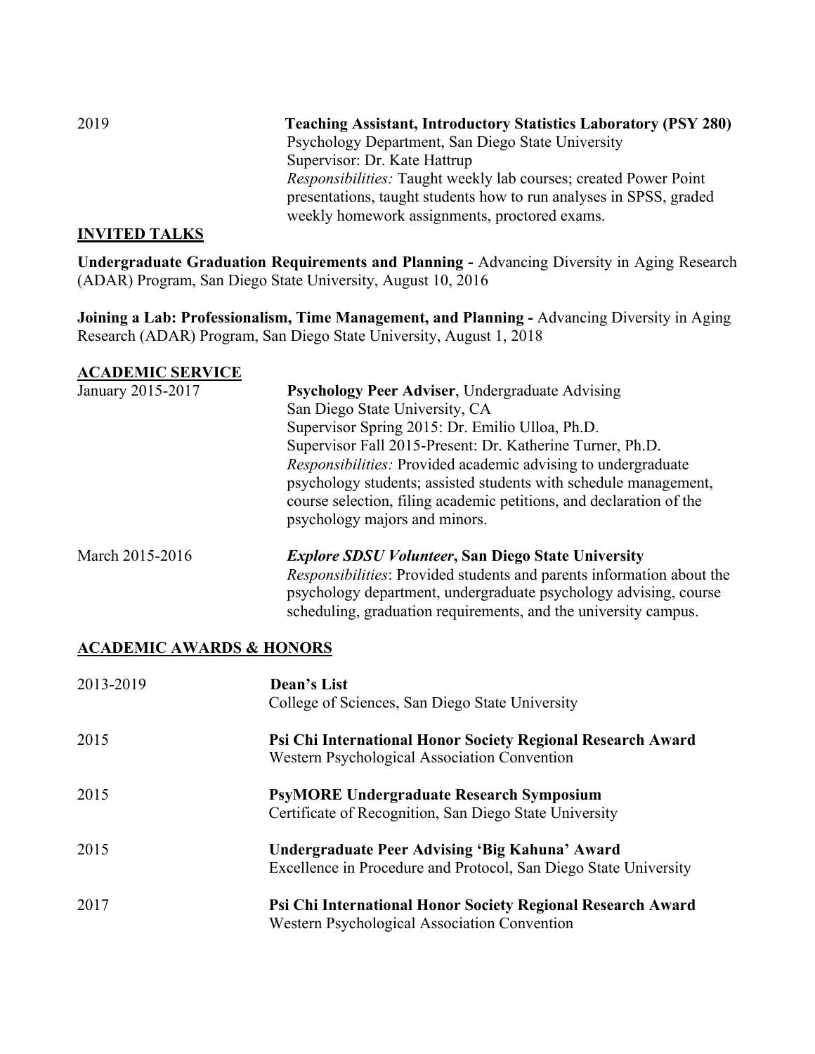2019 **Teaching Assistant, Introductory Statistics Laboratory (PSY 280)**
Psychology Department, San Diego State University
Supervisor: Dr. Kate Hattrup
*Responsibilities:* Taught weekly lab courses; created Power Point presentations, taught students how to run analyses in SPSS, graded weekly homework assignments, proctored exams.

## INVITED TALKS

**Undergraduate Graduation Requirements and Planning -** Advancing Diversity in Aging Research (ADAR) Program, San Diego State University, August 10, 2016

**Joining a Lab: Professionalism, Time Management, and Planning -** Advancing Diversity in Aging Research (ADAR) Program, San Diego State University, August 1, 2018

## ACADEMIC SERVICE

January 2015-2017 **Psychology Peer Adviser**, Undergraduate Advising
San Diego State University, CA
Supervisor Spring 2015: Dr. Emilio Ulloa, Ph.D.
Supervisor Fall 2015-Present: Dr. Katherine Turner, Ph.D.
*Responsibilities:* Provided academic advising to undergraduate psychology students; assisted students with schedule management, course selection, filing academic petitions, and declaration of the psychology majors and minors.

March 2015-2016 ***Explore SDSU Volunteer*, San Diego State University**
*Responsibilities*: Provided students and parents information about the psychology department, undergraduate psychology advising, course scheduling, graduation requirements, and the university campus.

## ACADEMIC AWARDS & HONORS

2013-2019 **Dean's List**
College of Sciences, San Diego State University

2015 **Psi Chi International Honor Society Regional Research Award**
Western Psychological Association Convention

2015 **PsyMORE Undergraduate Research Symposium**
Certificate of Recognition, San Diego State University

2015 **Undergraduate Peer Advising 'Big Kahuna' Award**
Excellence in Procedure and Protocol, San Diego State University

2017 **Psi Chi International Honor Society Regional Research Award**
Western Psychological Association Convention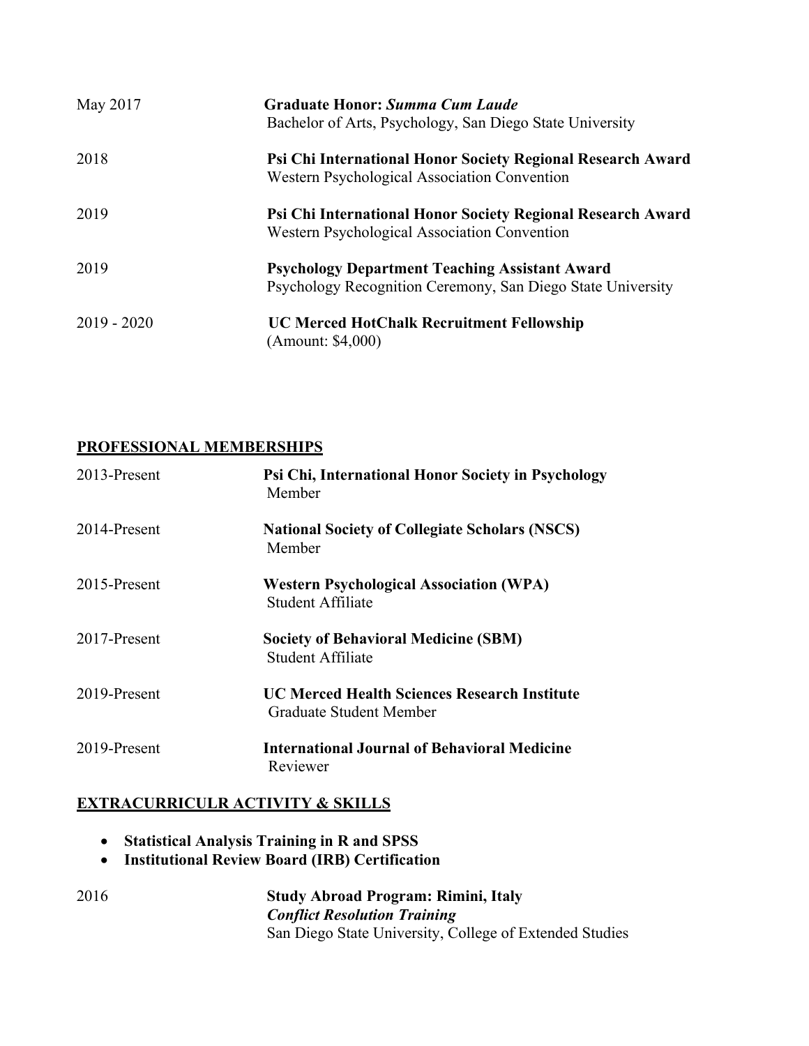| | |
|---|---|
| May 2017 | **Graduate Honor: *Summa Cum Laude***<br>Bachelor of Arts, Psychology, San Diego State University |
| 2018 | **Psi Chi International Honor Society Regional Research Award**<br>Western Psychological Association Convention |
| 2019 | **Psi Chi International Honor Society Regional Research Award**<br>Western Psychological Association Convention |
| 2019 | **Psychology Department Teaching Assistant Award**<br>Psychology Recognition Ceremony, San Diego State University |
| 2019 - 2020 | **UC Merced HotChalk Recruitment Fellowship**<br>(Amount: $4,000) |

## PROFESSIONAL MEMBERSHIPS

| | |
|---|---|
| 2013-Present | **Psi Chi, International Honor Society in Psychology**<br>Member |
| 2014-Present | **National Society of Collegiate Scholars (NSCS)**<br>Member |
| 2015-Present | **Western Psychological Association (WPA)**<br>Student Affiliate |
| 2017-Present | **Society of Behavioral Medicine (SBM)**<br>Student Affiliate |
| 2019-Present | **UC Merced Health Sciences Research Institute**<br>Graduate Student Member |
| 2019-Present | **International Journal of Behavioral Medicine**<br>Reviewer |

## EXTRACURRICULR ACTIVITY & SKILLS

- **Statistical Analysis Training in R and SPSS**
- **Institutional Review Board (IRB) Certification**

| | |
|---|---|
| 2016 | **Study Abroad Program: Rimini, Italy**<br>***Conflict Resolution Training***<br>San Diego State University, College of Extended Studies |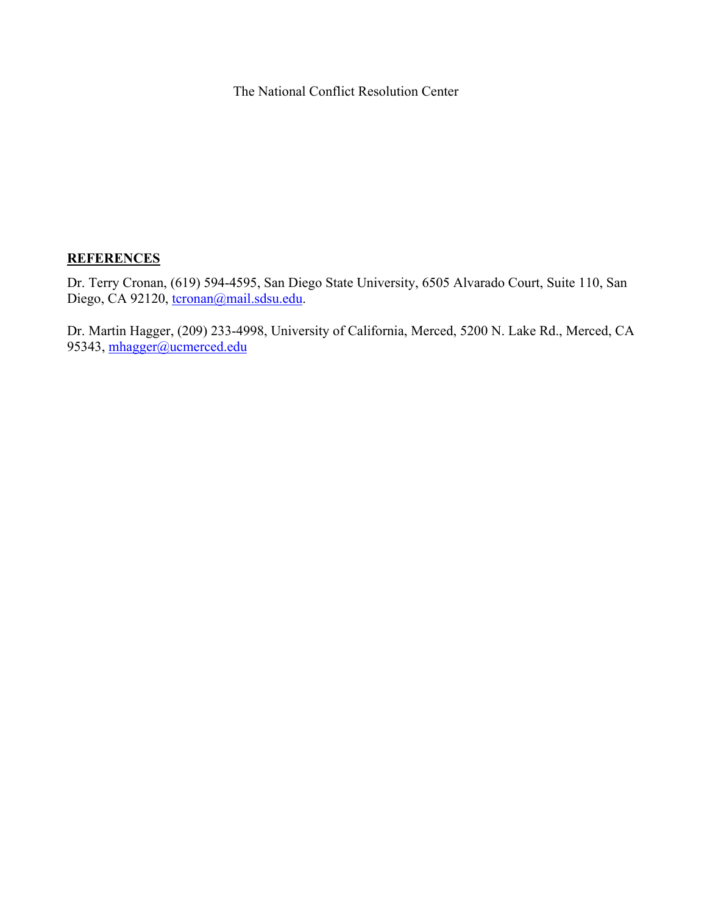The National Conflict Resolution Center

## REFERENCES

Dr. Terry Cronan, (619) 594-4595, San Diego State University, 6505 Alvarado Court, Suite 110, San Diego, CA 92120, tcronan@mail.sdsu.edu.

Dr. Martin Hagger, (209) 233-4998, University of California, Merced, 5200 N. Lake Rd., Merced, CA 95343, mhagger@ucmerced.edu